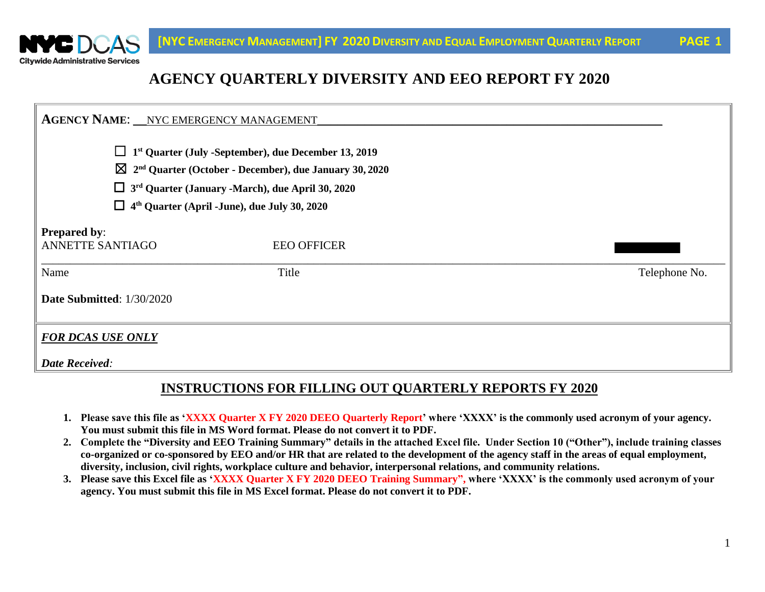# AGENCY QUARTERLY DIVERSITY AND EEO REPORT FY 2020

**AGENCY NAME**: NYC EMERGENCY MANAGEMENT

- ☐ **1st Quarter (July -September), due December 13, 2019**
- ☒ **2nd Quarter (October - December), due January 30, 2020**
- ☐ **3rd Quarter (January -March), due April 30, 2020**
- ☐ **4th Quarter (April -June), due July 30, 2020**

**Prepared by**:

| Name | Title | Telephone No. |
|---|---|---|
| ANNETTE SANTIAGO | EEO OFFICER | ███████ |

**Date Submitted**: 1/30/2020

***FOR DCAS USE ONLY***

***Date Received***:

## INSTRUCTIONS FOR FILLING OUT QUARTERLY REPORTS FY 2020

1. **Please save this file as 'XXXX Quarter X FY 2020 DEEO Quarterly Report' where 'XXXX' is the commonly used acronym of your agency. You must submit this file in MS Word format. Please do not convert it to PDF.**
2. **Complete the "Diversity and EEO Training Summary" details in the attached Excel file. Under Section 10 ("Other"), include training classes co-organized or co-sponsored by EEO and/or HR that are related to the development of the agency staff in the areas of equal employment, diversity, inclusion, civil rights, workplace culture and behavior, interpersonal relations, and community relations.**
3. **Please save this Excel file as 'XXXX Quarter X FY 2020 DEEO Training Summary", where 'XXXX' is the commonly used acronym of your agency. You must submit this file in MS Excel format. Please do not convert it to PDF.**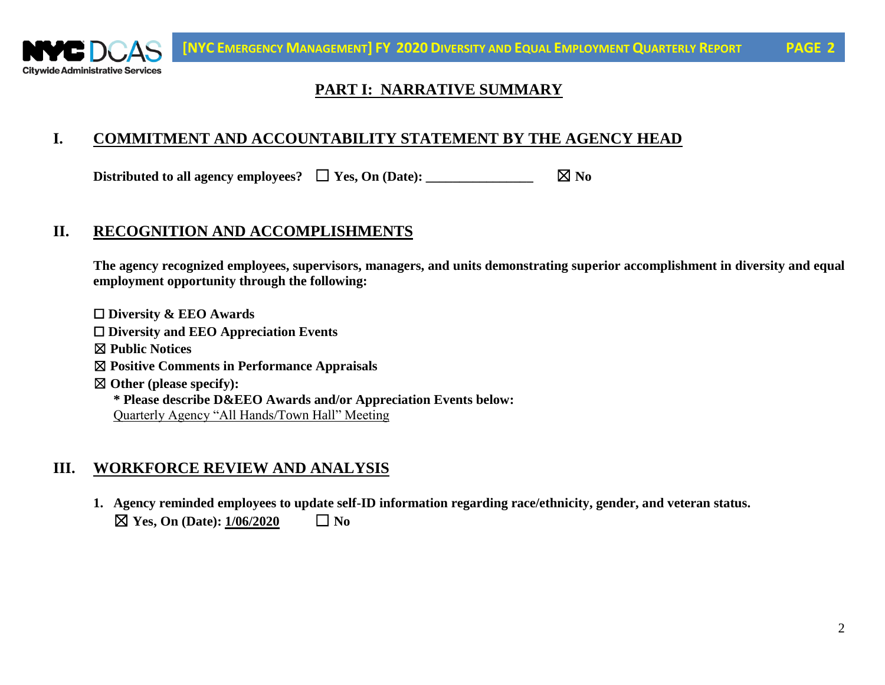## PART I: NARRATIVE SUMMARY

### I. COMMITMENT AND ACCOUNTABILITY STATEMENT BY THE AGENCY HEAD

**Distributed to all agency employees?** ☐ **Yes, On (Date): \_\_\_\_\_\_\_\_\_\_\_\_\_\_\_\_** ☒ **No**

### II. RECOGNITION AND ACCOMPLISHMENTS

**The agency recognized employees, supervisors, managers, and units demonstrating superior accomplishment in diversity and equal employment opportunity through the following:**

☐ **Diversity & EEO Awards**
☐ **Diversity and EEO Appreciation Events**
☒ **Public Notices**
☒ **Positive Comments in Performance Appraisals**
☒ **Other (please specify):**
**\* Please describe D&EEO Awards and/or Appreciation Events below:**
Quarterly Agency "All Hands/Town Hall" Meeting

### III. WORKFORCE REVIEW AND ANALYSIS

1. **Agency reminded employees to update self-ID information regarding race/ethnicity, gender, and veteran status.**
   ☒ **Yes, On (Date): 1/06/2020** ☐ **No**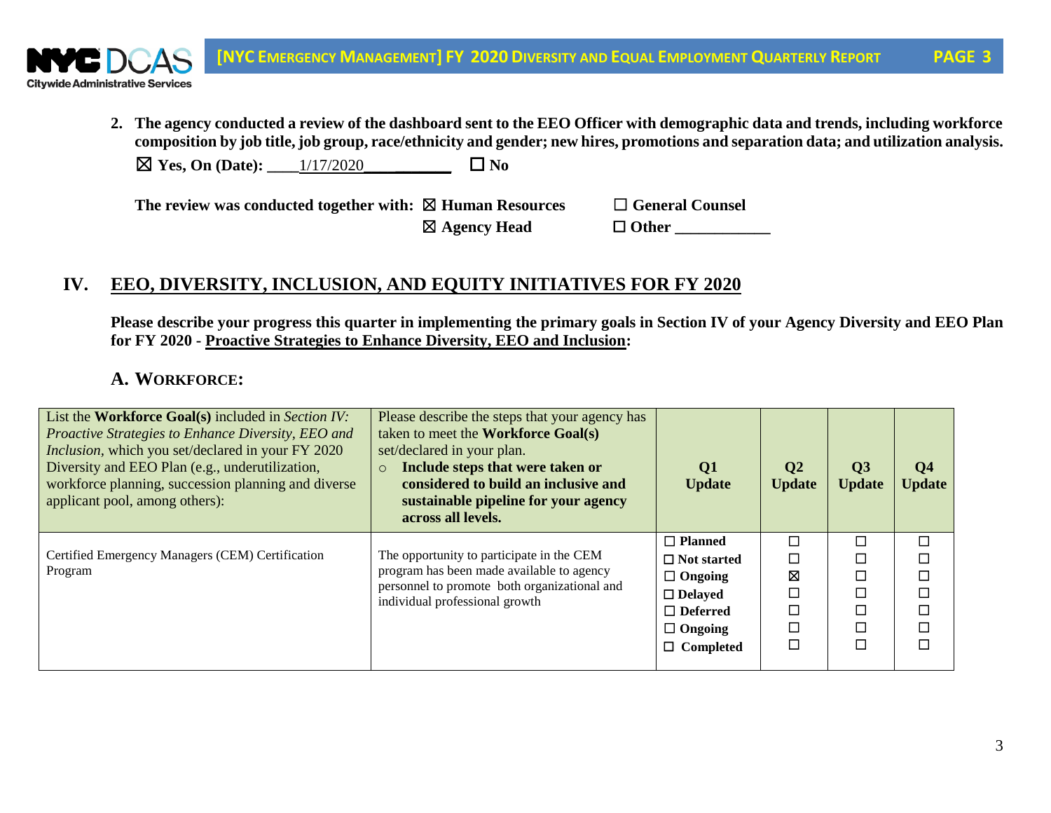2. **The agency conducted a review of the dashboard sent to the EEO Officer with demographic data and trends, including workforce composition by job title, job group, race/ethnicity and gender; new hires, promotions and separation data; and utilization analysis.**

   ☒ **Yes, On (Date):** ____1/17/2020____________ ☐ **No**

   **The review was conducted together with:** ☒ **Human Resources** ☐ **General Counsel**

   ☒ **Agency Head** ☐ **Other** ____________

## IV. EEO, DIVERSITY, INCLUSION, AND EQUITY INITIATIVES FOR FY 2020

**Please describe your progress this quarter in implementing the primary goals in Section IV of your Agency Diversity and EEO Plan for FY 2020 - Proactive Strategies to Enhance Diversity, EEO and Inclusion:**

### A. WORKFORCE:

| List the **Workforce Goal(s)** included in *Section IV: Proactive Strategies to Enhance Diversity, EEO and Inclusion,* which you set/declared in your FY 2020 Diversity and EEO Plan (e.g., underutilization, workforce planning, succession planning and diverse applicant pool, among others): | Please describe the steps that your agency has taken to meet the **Workforce Goal(s)** set/declared in your plan. ○ **Include steps that were taken or considered to build an inclusive and sustainable pipeline for your agency across all levels.** | **Q1 Update** | **Q2 Update** | **Q3 Update** | **Q4 Update** |
|---|---|---|---|---|---|
| Certified Emergency Managers (CEM) Certification Program | The opportunity to participate in the CEM program has been made available to agency personnel to promote both organizational and individual professional growth | ☐ Planned<br>☐ Not started<br>☐ Ongoing<br>☐ Delayed<br>☐ Deferred<br>☐ Ongoing<br>☐ Completed | ☐<br>☐<br>☒<br>☐<br>☐<br>☐<br>☐ | ☐<br>☐<br>☐<br>☐<br>☐<br>☐<br>☐ | ☐<br>☐<br>☐<br>☐<br>☐<br>☐<br>☐ |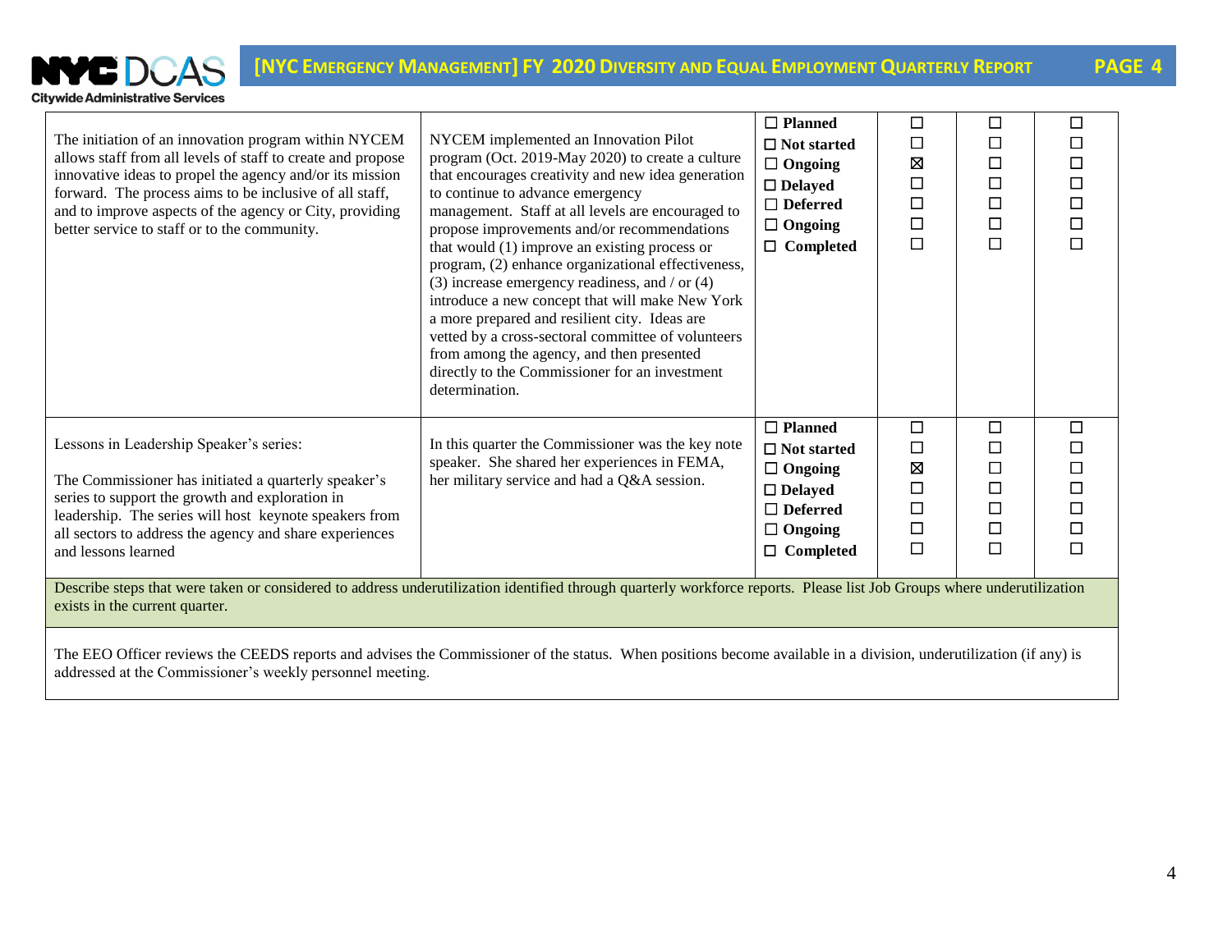| | | | | | |
|---|---|---|---|---|---|
| The initiation of an innovation program within NYCEM allows staff from all levels of staff to create and propose innovative ideas to propel the agency and/or its mission forward. The process aims to be inclusive of all staff, and to improve aspects of the agency or City, providing better service to staff or to the community. | NYCEM implemented an Innovation Pilot program (Oct. 2019-May 2020) to create a culture that encourages creativity and new idea generation to continue to advance emergency management. Staff at all levels are encouraged to propose improvements and/or recommendations that would (1) improve an existing process or program, (2) enhance organizational effectiveness, (3) increase emergency readiness, and / or (4) introduce a new concept that will make New York a more prepared and resilient city. Ideas are vetted by a cross-sectoral committee of volunteers from among the agency, and then presented directly to the Commissioner for an investment determination. | ☐ **Planned**<br>☐ **Not started**<br>☐ **Ongoing**<br>☐ **Delayed**<br>☐ **Deferred**<br>☐ **Ongoing**<br>☐ **Completed** | ☐<br>☐<br>☒<br>☐<br>☐<br>☐<br>☐ | ☐<br>☐<br>☐<br>☐<br>☐<br>☐<br>☐ | ☐<br>☐<br>☐<br>☐<br>☐<br>☐<br>☐ |
| Lessons in Leadership Speaker's series:<br><br>The Commissioner has initiated a quarterly speaker's series to support the growth and exploration in leadership. The series will host keynote speakers from all sectors to address the agency and share experiences and lessons learned | In this quarter the Commissioner was the key note speaker. She shared her experiences in FEMA, her military service and had a Q&A session. | ☐ **Planned**<br>☐ **Not started**<br>☐ **Ongoing**<br>☐ **Delayed**<br>☐ **Deferred**<br>☐ **Ongoing**<br>☐ **Completed** | ☐<br>☐<br>☒<br>☐<br>☐<br>☐<br>☐ | ☐<br>☐<br>☐<br>☐<br>☐<br>☐<br>☐ | ☐<br>☐<br>☐<br>☐<br>☐<br>☐<br>☐ |

Describe steps that were taken or considered to address underutilization identified through quarterly workforce reports. Please list Job Groups where underutilization exists in the current quarter.

The EEO Officer reviews the CEEDS reports and advises the Commissioner of the status. When positions become available in a division, underutilization (if any) is addressed at the Commissioner's weekly personnel meeting.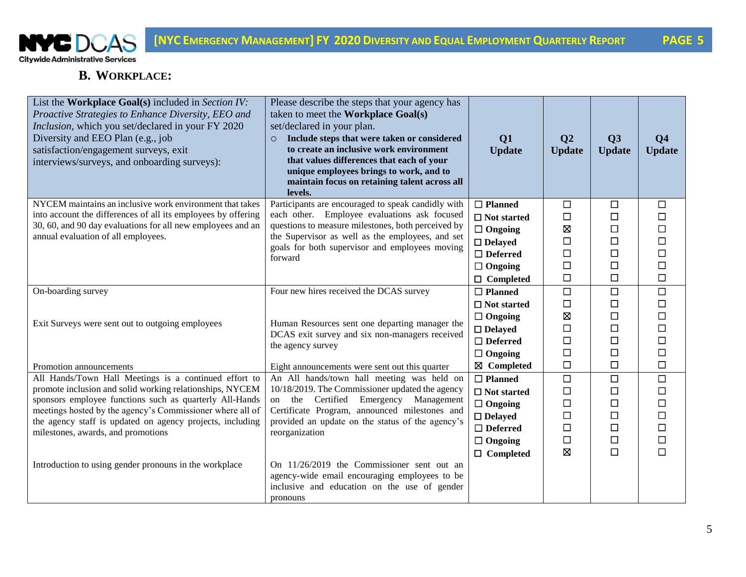## B. Workplace:

| List the **Workplace Goal(s)** included in *Section IV: Proactive Strategies to Enhance Diversity, EEO and Inclusion,* which you set/declared in your FY 2020 Diversity and EEO Plan (e.g., job satisfaction/engagement surveys, exit interviews/surveys, and onboarding surveys): | Please describe the steps that your agency has taken to meet the **Workplace Goal(s)** set/declared in your plan.<br>○ **Include steps that were taken or considered to create an inclusive work environment that values differences that each of your unique employees brings to work, and to maintain focus on retaining talent across all levels.** | Q1 Update | Q2 Update | Q3 Update | Q4 Update |
|---|---|---|---|---|---|
| NYCEM maintains an inclusive work environment that takes into account the differences of all its employees by offering 30, 60, and 90 day evaluations for all new employees and an annual evaluation of all employees. | Participants are encouraged to speak candidly with each other. Employee evaluations ask focused questions to measure milestones, both perceived by the Supervisor as well as the employees, and set goals for both supervisor and employees moving forward | ☐ Planned<br>☐ Not started<br>☐ Ongoing<br>☐ Delayed<br>☐ Deferred<br>☐ Ongoing<br>☐ Completed | ☐<br>☐<br>☒<br>☐<br>☐<br>☐<br>☐ | ☐<br>☐<br>☐<br>☐<br>☐<br>☐<br>☐ | ☐<br>☐<br>☐<br>☐<br>☐<br>☐<br>☐ |
| On-boarding survey<br><br>Exit Surveys were sent out to outgoing employees<br><br>Promotion announcements | Four new hires received the DCAS survey<br><br>Human Resources sent one departing manager the DCAS exit survey and six non-managers received the agency survey<br><br>Eight announcements were sent out this quarter | ☐ Planned<br>☐ Not started<br>☐ Ongoing<br>☐ Delayed<br>☐ Deferred<br>☐ Ongoing<br>☒ Completed | ☐<br>☐<br>☒<br>☐<br>☐<br>☐<br>☐ | ☐<br>☐<br>☐<br>☐<br>☐<br>☐<br>☐ | ☐<br>☐<br>☐<br>☐<br>☐<br>☐<br>☐ |
| All Hands/Town Hall Meetings is a continued effort to promote inclusion and solid working relationships, NYCEM sponsors employee functions such as quarterly All-Hands meetings hosted by the agency's Commissioner where all of the agency staff is updated on agency projects, including milestones, awards, and promotions<br><br>Introduction to using gender pronouns in the workplace | An All hands/town hall meeting was held on 10/18/2019. The Commissioner updated the agency on the Certified Emergency Management Certificate Program, announced milestones and provided an update on the status of the agency's reorganization<br><br>On 11/26/2019 the Commissioner sent out an agency-wide email encouraging employees to be inclusive and education on the use of gender pronouns | ☐ Planned<br>☐ Not started<br>☐ Ongoing<br>☐ Delayed<br>☐ Deferred<br>☐ Ongoing<br>☐ Completed | ☐<br>☐<br>☐<br>☐<br>☐<br>☐<br>☒ | ☐<br>☐<br>☐<br>☐<br>☐<br>☐<br>☐ | ☐<br>☐<br>☐<br>☐<br>☐<br>☐<br>☐ |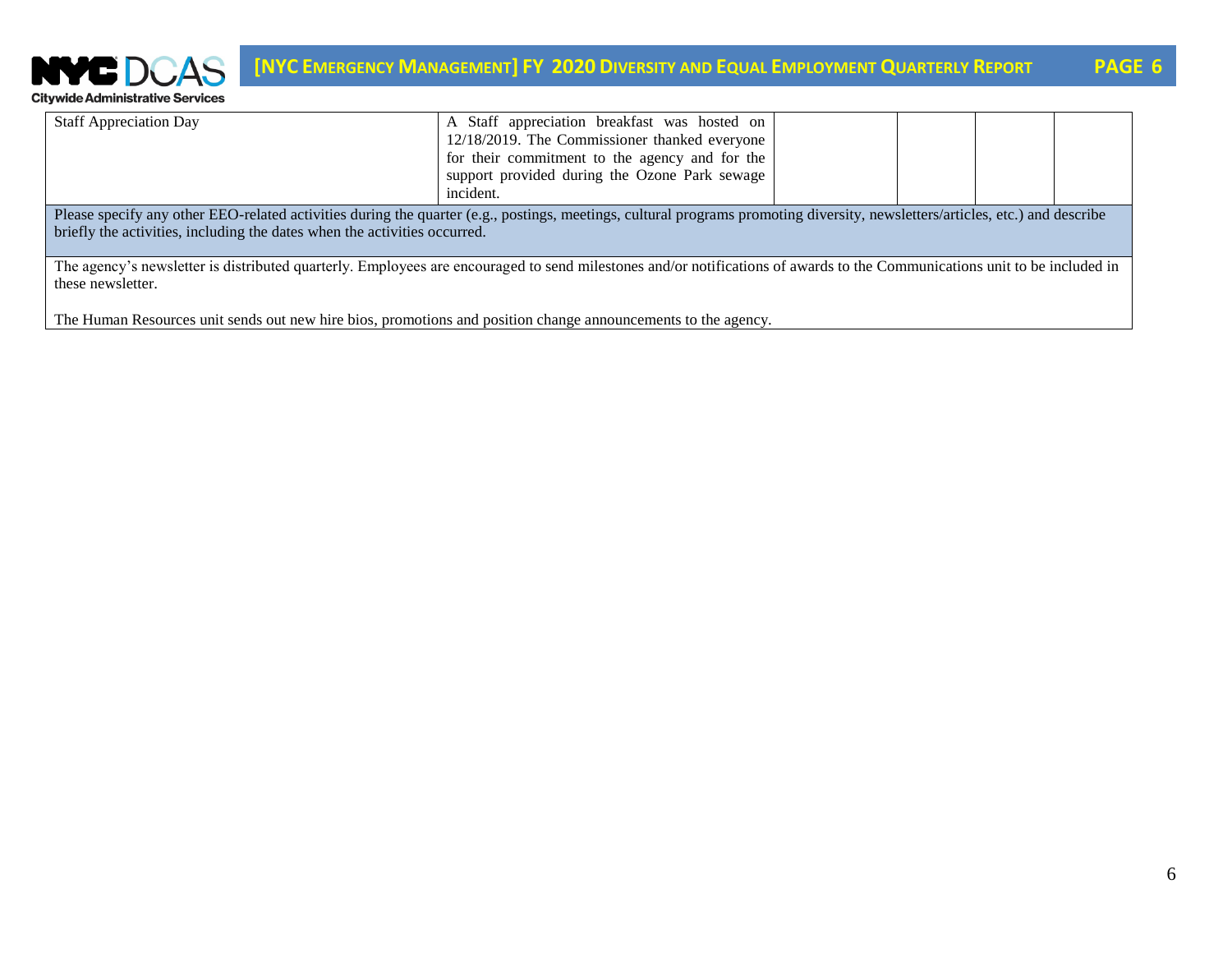| | | | | | |
|---|---|---|---|---|---|
| Staff Appreciation Day | A Staff appreciation breakfast was hosted on 12/18/2019. The Commissioner thanked everyone for their commitment to the agency and for the support provided during the Ozone Park sewage incident. | | | | |

Please specify any other EEO-related activities during the quarter (e.g., postings, meetings, cultural programs promoting diversity, newsletters/articles, etc.) and describe briefly the activities, including the dates when the activities occurred.

The agency's newsletter is distributed quarterly. Employees are encouraged to send milestones and/or notifications of awards to the Communications unit to be included in these newsletter.

The Human Resources unit sends out new hire bios, promotions and position change announcements to the agency.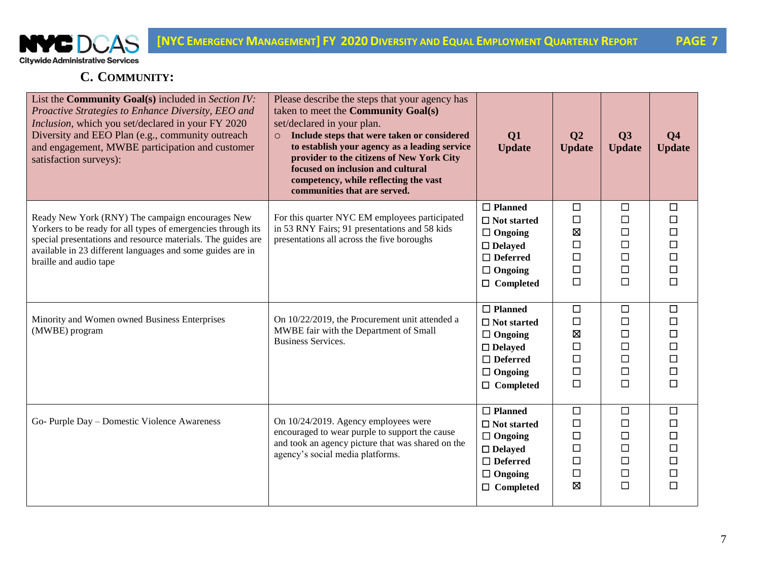## C. COMMUNITY:

| List the **Community Goal(s)** included in *Section IV: Proactive Strategies to Enhance Diversity, EEO and Inclusion*, which you set/declared in your FY 2020 Diversity and EEO Plan (e.g., community outreach and engagement, MWBE participation and customer satisfaction surveys): | Please describe the steps that your agency has taken to meet the **Community Goal(s)** set/declared in your plan. ○ **Include steps that were taken or considered to establish your agency as a leading service provider to the citizens of New York City focused on inclusion and cultural competency, while reflecting the vast communities that are served.** | **Q1 Update** | **Q2 Update** | **Q3 Update** | **Q4 Update** |
|---|---|---|---|---|---|
| Ready New York (RNY) The campaign encourages New Yorkers to be ready for all types of emergencies through its special presentations and resource materials. The guides are available in 23 different languages and some guides are in braille and audio tape | For this quarter NYC EM employees participated in 53 RNY Fairs; 91 presentations and 58 kids presentations all across the five boroughs | ☐ **Planned**<br>☐ **Not started**<br>☐ **Ongoing**<br>☐ **Delayed**<br>☐ **Deferred**<br>☐ **Ongoing**<br>☐ **Completed** | ☐<br>☐<br>☒<br>☐<br>☐<br>☐<br>☐ | ☐<br>☐<br>☐<br>☐<br>☐<br>☐<br>☐ | ☐<br>☐<br>☐<br>☐<br>☐<br>☐<br>☐ |
| Minority and Women owned Business Enterprises (MWBE) program | On 10/22/2019, the Procurement unit attended a MWBE fair with the Department of Small Business Services. | ☐ **Planned**<br>☐ **Not started**<br>☐ **Ongoing**<br>☐ **Delayed**<br>☐ **Deferred**<br>☐ **Ongoing**<br>☐ **Completed** | ☐<br>☐<br>☒<br>☐<br>☐<br>☐<br>☐ | ☐<br>☐<br>☐<br>☐<br>☐<br>☐<br>☐ | ☐<br>☐<br>☐<br>☐<br>☐<br>☐<br>☐ |
| Go- Purple Day – Domestic Violence Awareness | On 10/24/2019. Agency employees were encouraged to wear purple to support the cause and took an agency picture that was shared on the agency's social media platforms. | ☐ **Planned**<br>☐ **Not started**<br>☐ **Ongoing**<br>☐ **Delayed**<br>☐ **Deferred**<br>☐ **Ongoing**<br>☐ **Completed** | ☐<br>☐<br>☐<br>☐<br>☐<br>☐<br>☒ | ☐<br>☐<br>☐<br>☐<br>☐<br>☐<br>☐ | ☐<br>☐<br>☐<br>☐<br>☐<br>☐<br>☐ |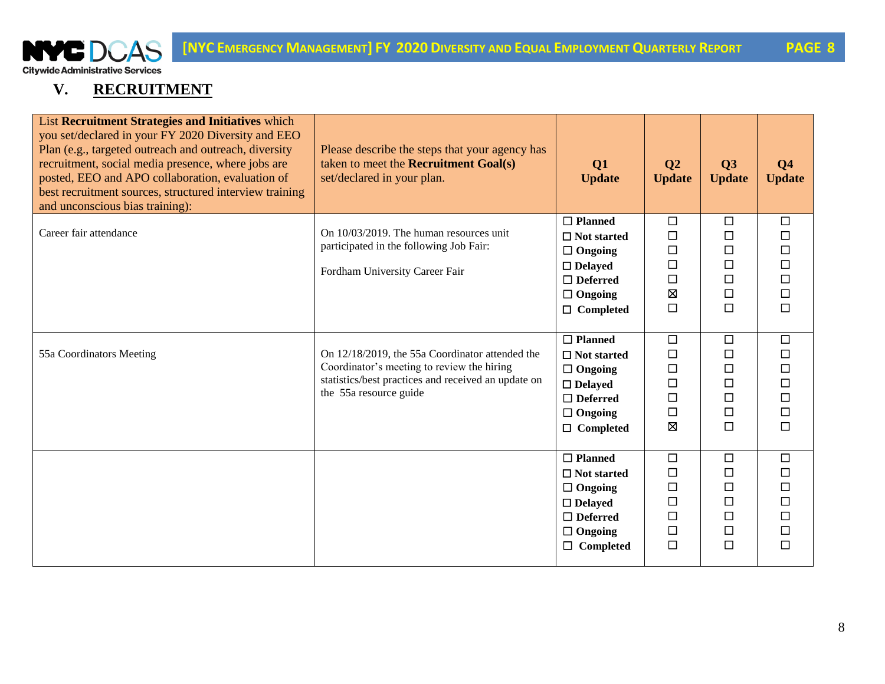## V. RECRUITMENT

| List **Recruitment Strategies and Initiatives** which you set/declared in your FY 2020 Diversity and EEO Plan (e.g., targeted outreach and outreach, diversity recruitment, social media presence, where jobs are posted, EEO and APO collaboration, evaluation of best recruitment sources, structured interview training and unconscious bias training): | Please describe the steps that your agency has taken to meet the **Recruitment Goal(s)** set/declared in your plan. | **Q1 Update** | **Q2 Update** | **Q3 Update** | **Q4 Update** |
|---|---|---|---|---|---|
| Career fair attendance | On 10/03/2019. The human resources unit participated in the following Job Fair:<br><br>Fordham University Career Fair | ☐ **Planned**<br>☐ **Not started**<br>☐ **Ongoing**<br>☐ **Delayed**<br>☐ **Deferred**<br>☐ **Ongoing**<br>☐ **Completed** | ☐<br>☐<br>☐<br>☐<br>☐<br>☒<br>☐ | ☐<br>☐<br>☐<br>☐<br>☐<br>☐<br>☐ | ☐<br>☐<br>☐<br>☐<br>☐<br>☐<br>☐ |
| 55a Coordinators Meeting | On 12/18/2019, the 55a Coordinator attended the Coordinator's meeting to review the hiring statistics/best practices and received an update on the 55a resource guide | ☐ **Planned**<br>☐ **Not started**<br>☐ **Ongoing**<br>☐ **Delayed**<br>☐ **Deferred**<br>☐ **Ongoing**<br>☐ **Completed** | ☐<br>☐<br>☐<br>☐<br>☐<br>☐<br>☒ | ☐<br>☐<br>☐<br>☐<br>☐<br>☐<br>☐ | ☐<br>☐<br>☐<br>☐<br>☐<br>☐<br>☐ |
| | | ☐ **Planned**<br>☐ **Not started**<br>☐ **Ongoing**<br>☐ **Delayed**<br>☐ **Deferred**<br>☐ **Ongoing**<br>☐ **Completed** | ☐<br>☐<br>☐<br>☐<br>☐<br>☐<br>☐ | ☐<br>☐<br>☐<br>☐<br>☐<br>☐<br>☐ | ☐<br>☐<br>☐<br>☐<br>☐<br>☐<br>☐ |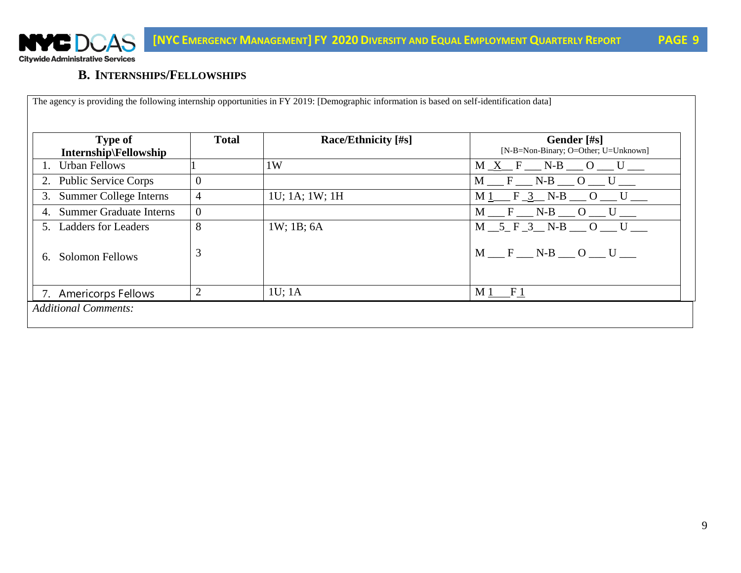## B. Internships/Fellowships

The agency is providing the following internship opportunities in FY 2019: [Demographic information is based on self-identification data]

| Type of Internship\Fellowship | Total | Race/Ethnicity [#s] | Gender [#s] [N-B=Non-Binary; O=Other; U=Unknown] |
|---|---|---|---|
| 1. Urban Fellows | 1 | 1W | M _X__ F ___ N-B ___ O ___ U ___ |
| 2. Public Service Corps | 0 | | M ___ F ___ N-B ___ O ___ U ___ |
| 3. Summer College Interns | 4 | 1U; 1A; 1W; 1H | M 1___ F _3__ N-B ___ O ___ U ___ |
| 4. Summer Graduate Interns | 0 | | M ___ F ___ N-B ___ O ___ U ___ |
| 5. Ladders for Leaders | 8 | 1W; 1B; 6A | M __5_ F _3__ N-B ___ O ___ U ___ |
| 6. Solomon Fellows | 3 | | M ___ F ___ N-B ___ O ___ U ___ |
| 7. Americorps Fellows | 2 | 1U; 1A | M 1 F 1 |

*Additional Comments:*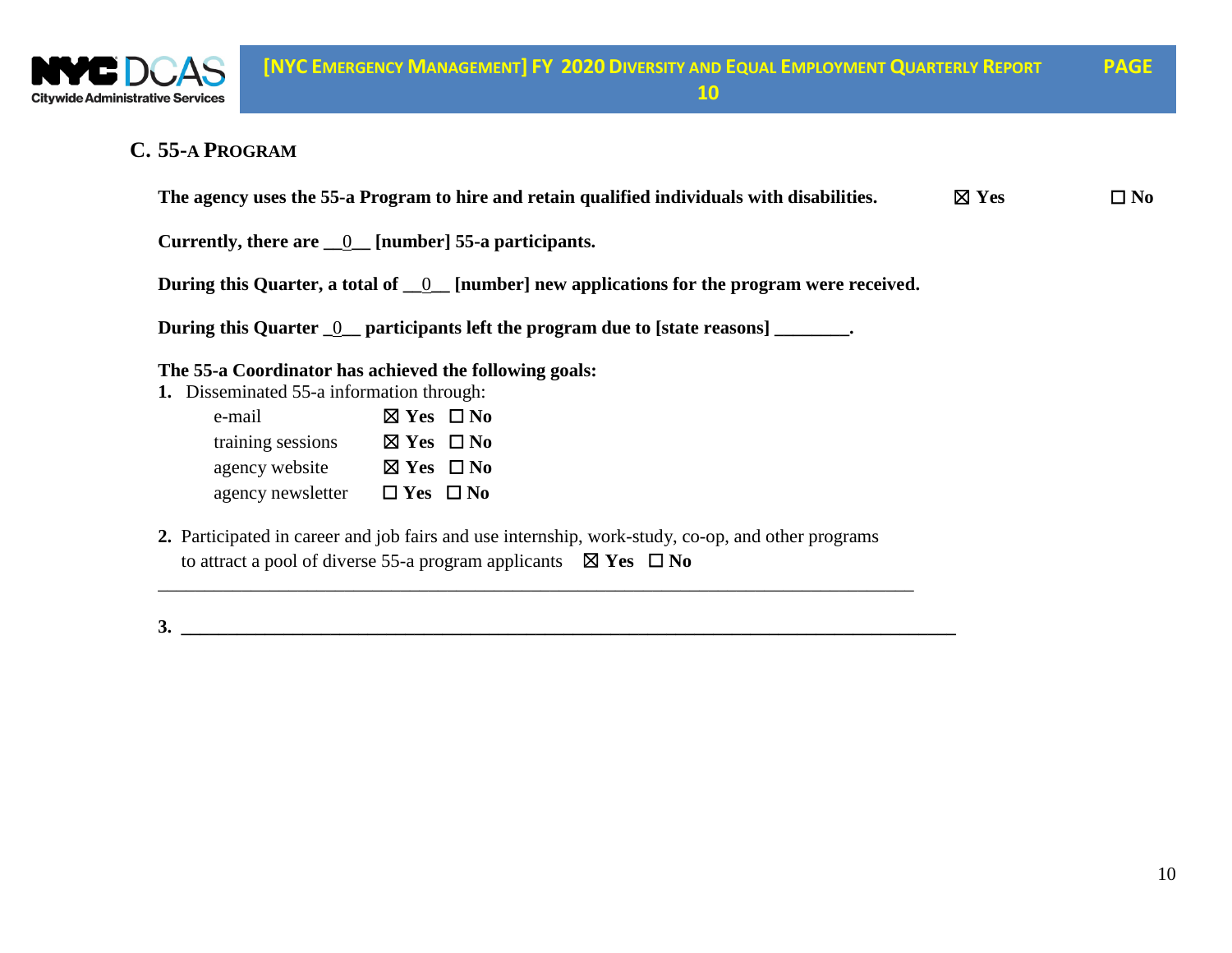## C. 55-A PROGRAM

**The agency uses the 55-a Program to hire and retain qualified individuals with disabilities.** ☒ **Yes** ☐ **No**

**Currently, there are \_\_0\_\_ [number] 55-a participants.**

**During this Quarter, a total of \_\_0\_\_ [number] new applications for the program were received.**

**During this Quarter \_0\_\_ participants left the program due to [state reasons] \_\_\_\_\_\_\_\_.**

**The 55-a Coordinator has achieved the following goals:**

**1.** Disseminated 55-a information through:

| | |
|---|---|
| e-mail | ☒ **Yes** ☐ **No** |
| training sessions | ☒ **Yes** ☐ **No** |
| agency website | ☒ **Yes** ☐ **No** |
| agency newsletter | ☐ **Yes** ☐ **No** |

**2.** Participated in career and job fairs and use internship, work-study, co-op, and other programs to attract a pool of diverse 55-a program applicants ☒ **Yes** ☐ **No**

\_\_\_\_\_\_\_\_\_\_\_\_\_\_\_\_\_\_\_\_\_\_\_\_\_\_\_\_\_\_\_\_\_\_\_\_\_\_\_\_\_\_\_\_\_\_\_\_\_\_\_\_\_\_\_\_\_\_\_\_\_\_\_\_\_\_\_\_\_\_\_\_\_\_\_\_

**3.** \_\_\_\_\_\_\_\_\_\_\_\_\_\_\_\_\_\_\_\_\_\_\_\_\_\_\_\_\_\_\_\_\_\_\_\_\_\_\_\_\_\_\_\_\_\_\_\_\_\_\_\_\_\_\_\_\_\_\_\_\_\_\_\_\_\_\_\_\_\_\_\_\_\_\_\_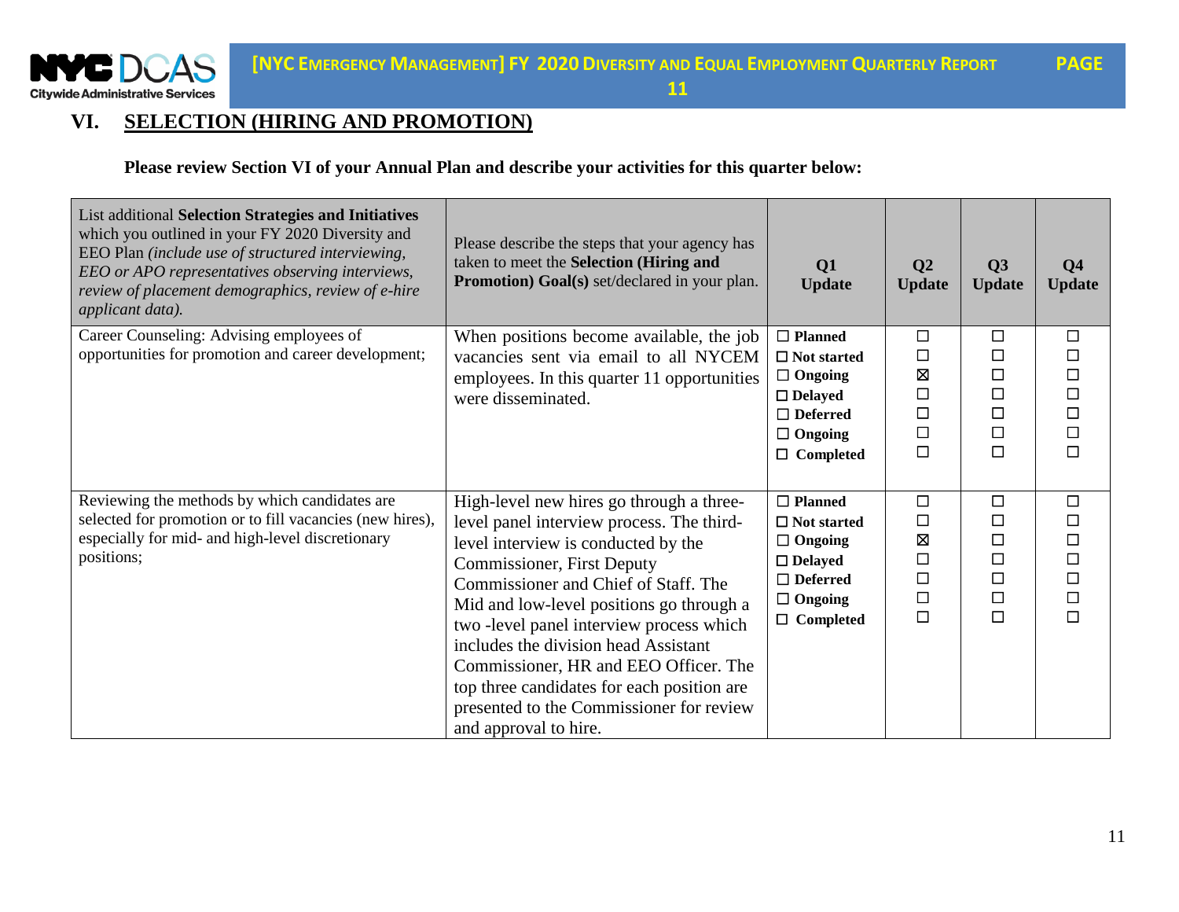## VI. SELECTION (HIRING AND PROMOTION)

**Please review Section VI of your Annual Plan and describe your activities for this quarter below:**

| List additional **Selection Strategies and Initiatives** which you outlined in your FY 2020 Diversity and EEO Plan *(include use of structured interviewing, EEO or APO representatives observing interviews, review of placement demographics, review of e-hire applicant data).* | Please describe the steps that your agency has taken to meet the **Selection (Hiring and Promotion) Goal(s)** set/declared in your plan. | **Q1 Update** | **Q2 Update** | **Q3 Update** | **Q4 Update** |
|---|---|---|---|---|---|
| Career Counseling: Advising employees of opportunities for promotion and career development; | When positions become available, the job vacancies sent via email to all NYCEM employees. In this quarter 11 opportunities were disseminated. | ☐ **Planned**<br>☐ **Not started**<br>☐ **Ongoing**<br>☐ **Delayed**<br>☐ **Deferred**<br>☐ **Ongoing**<br>☐ **Completed** | ☐<br>☐<br>☒<br>☐<br>☐<br>☐<br>☐ | ☐<br>☐<br>☐<br>☐<br>☐<br>☐<br>☐ | ☐<br>☐<br>☐<br>☐<br>☐<br>☐<br>☐ |
| Reviewing the methods by which candidates are selected for promotion or to fill vacancies (new hires), especially for mid- and high-level discretionary positions; | High-level new hires go through a three-level panel interview process. The third-level interview is conducted by the Commissioner, First Deputy Commissioner and Chief of Staff. The Mid and low-level positions go through a two -level panel interview process which includes the division head Assistant Commissioner, HR and EEO Officer. The top three candidates for each position are presented to the Commissioner for review and approval to hire. | ☐ **Planned**<br>☐ **Not started**<br>☐ **Ongoing**<br>☐ **Delayed**<br>☐ **Deferred**<br>☐ **Ongoing**<br>☐ **Completed** | ☐<br>☐<br>☒<br>☐<br>☐<br>☐<br>☐ | ☐<br>☐<br>☐<br>☐<br>☐<br>☐<br>☐ | ☐<br>☐<br>☐<br>☐<br>☐<br>☐<br>☐ |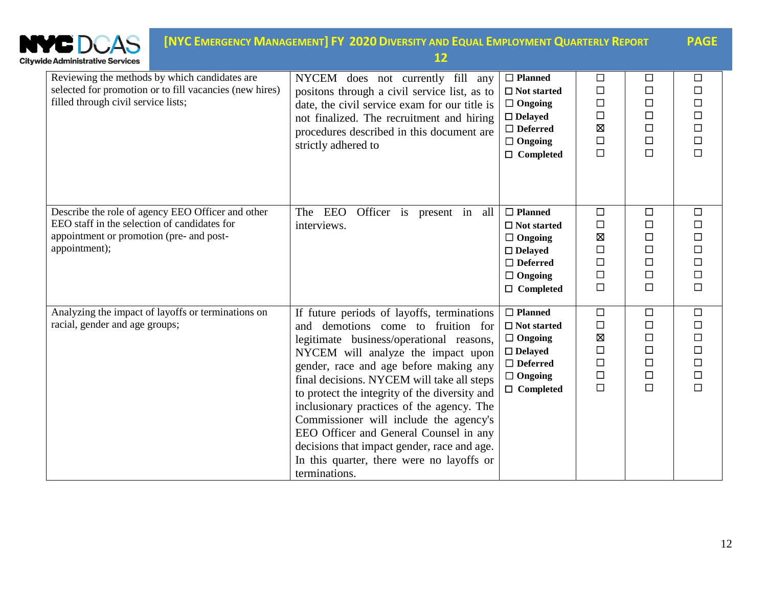| Reviewing the methods by which candidates are selected for promotion or to fill vacancies (new hires) filled through civil service lists; | NYCEM does not currently fill any positons through a civil service list, as to date, the civil service exam for our title is not finalized. The recruitment and hiring procedures described in this document are strictly adhered to | ☐ **Planned**<br>☐ **Not started**<br>☐ **Ongoing**<br>☐ **Delayed**<br>☐ **Deferred**<br>☐ **Ongoing**<br>☐ **Completed** | ☐<br>☐<br>☐<br>☐<br>☒<br>☐<br>☐ | ☐<br>☐<br>☐<br>☐<br>☐<br>☐<br>☐ | ☐<br>☐<br>☐<br>☐<br>☐<br>☐<br>☐ |
|---|---|---|---|---|---|
| Describe the role of agency EEO Officer and other EEO staff in the selection of candidates for appointment or promotion (pre- and post-appointment); | The EEO Officer is present in all interviews. | ☐ **Planned**<br>☐ **Not started**<br>☐ **Ongoing**<br>☐ **Delayed**<br>☐ **Deferred**<br>☐ **Ongoing**<br>☐ **Completed** | ☐<br>☐<br>☒<br>☐<br>☐<br>☐<br>☐ | ☐<br>☐<br>☐<br>☐<br>☐<br>☐<br>☐ | ☐<br>☐<br>☐<br>☐<br>☐<br>☐<br>☐ |
| Analyzing the impact of layoffs or terminations on racial, gender and age groups; | If future periods of layoffs, terminations and demotions come to fruition for legitimate business/operational reasons, NYCEM will analyze the impact upon gender, race and age before making any final decisions. NYCEM will take all steps to protect the integrity of the diversity and inclusionary practices of the agency. The Commissioner will include the agency's EEO Officer and General Counsel in any decisions that impact gender, race and age. In this quarter, there were no layoffs or terminations. | ☐ **Planned**<br>☐ **Not started**<br>☐ **Ongoing**<br>☐ **Delayed**<br>☐ **Deferred**<br>☐ **Ongoing**<br>☐ **Completed** | ☐<br>☐<br>☒<br>☐<br>☐<br>☐<br>☐ | ☐<br>☐<br>☐<br>☐<br>☐<br>☐<br>☐ | ☐<br>☐<br>☐<br>☐<br>☐<br>☐<br>☐ |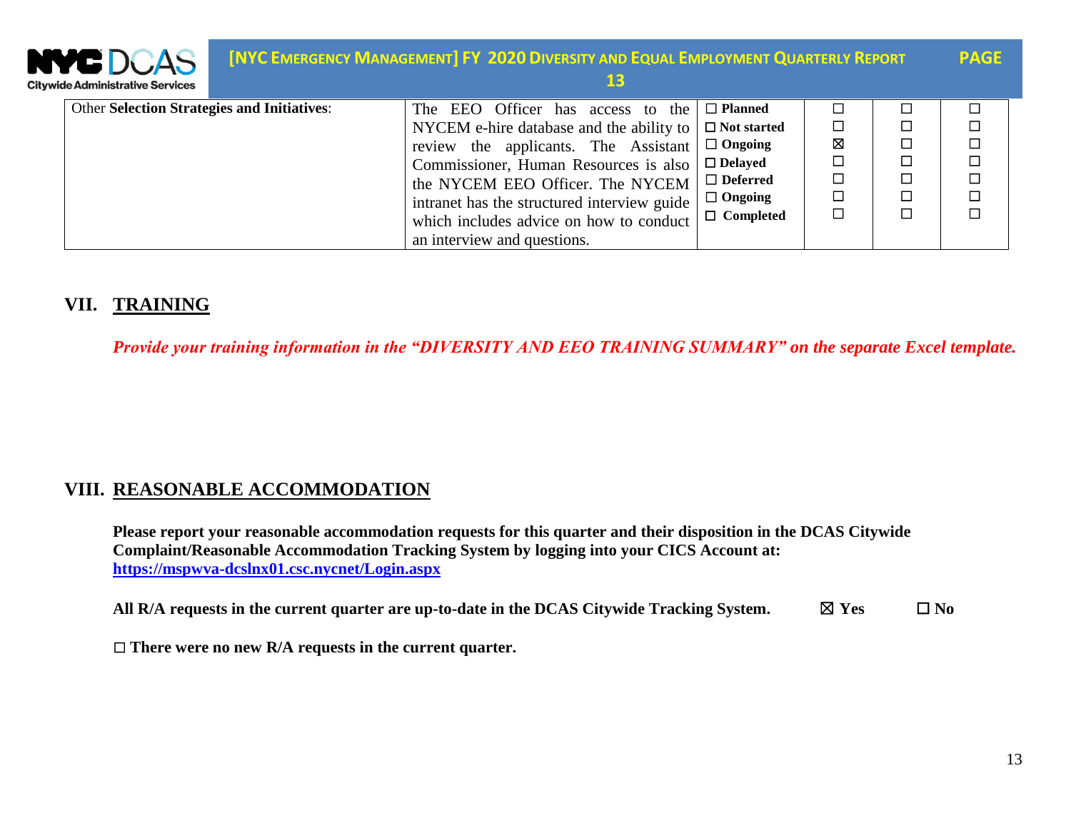| Other **Selection Strategies and Initiatives**: | The EEO Officer has access to the NYCEM e-hire database and the ability to review the applicants. The Assistant Commissioner, Human Resources is also the NYCEM EEO Officer. The NYCEM intranet has the structured interview guide which includes advice on how to conduct an interview and questions. | ☐ **Planned**<br>☐ **Not started**<br>☐ **Ongoing**<br>☐ **Delayed**<br>☐ **Deferred**<br>☐ **Ongoing**<br>☐ **Completed** | ☐<br>☐<br>☒<br>☐<br>☐<br>☐<br>☐ | ☐<br>☐<br>☐<br>☐<br>☐<br>☐<br>☐ | ☐<br>☐<br>☐<br>☐<br>☐<br>☐<br>☐ |
|---|---|---|---|---|---|

## VII. TRAINING

***Provide your training information in the "DIVERSITY AND EEO TRAINING SUMMARY" on the separate Excel template.***

## VIII. REASONABLE ACCOMMODATION

**Please report your reasonable accommodation requests for this quarter and their disposition in the DCAS Citywide Complaint/Reasonable Accommodation Tracking System by logging into your CICS Account at: https://mspwva-dcslnx01.csc.nycnet/Login.aspx**

**All R/A requests in the current quarter are up-to-date in the DCAS Citywide Tracking System.** ☒ **Yes** ☐ **No**

☐ **There were no new R/A requests in the current quarter.**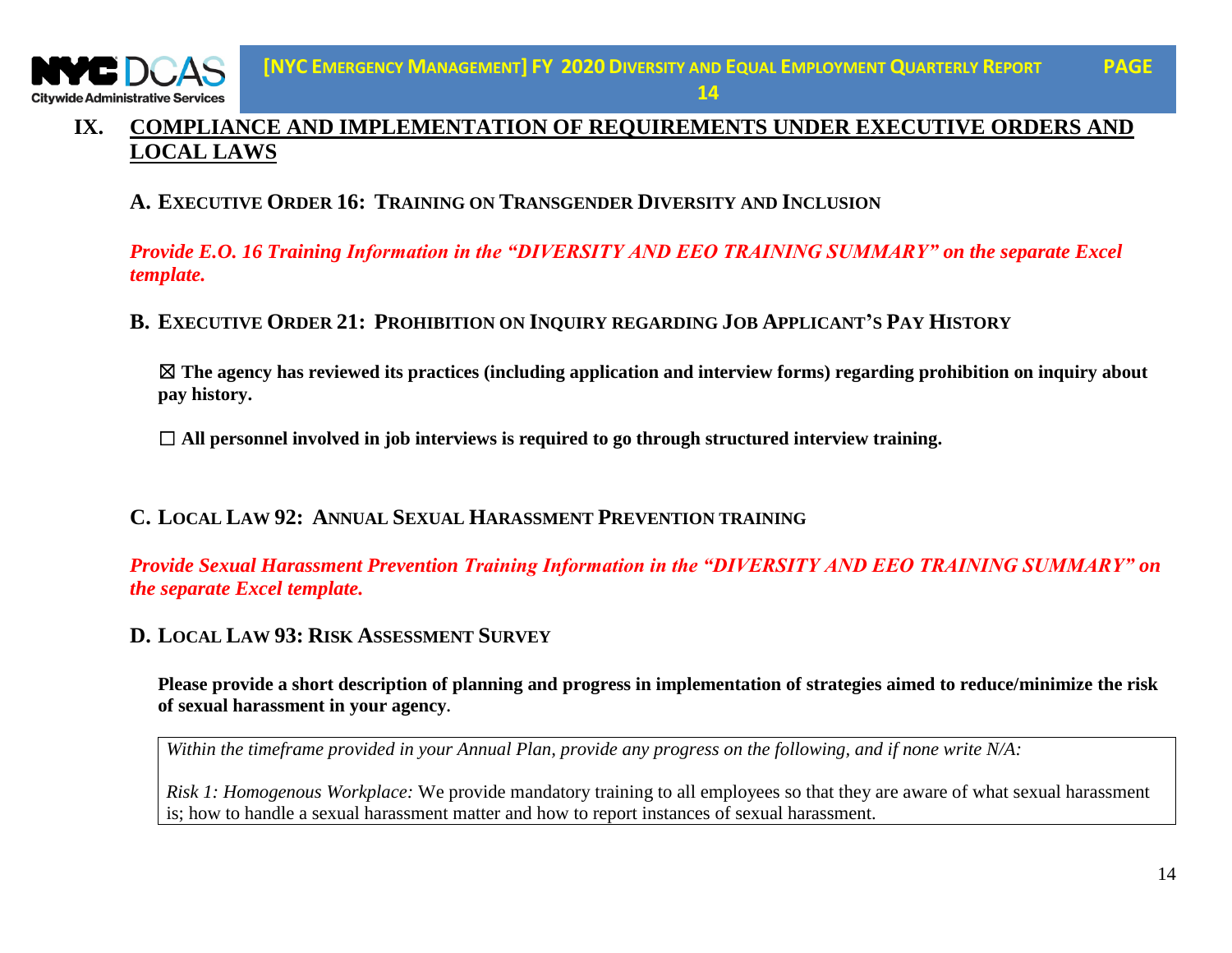## IX. COMPLIANCE AND IMPLEMENTATION OF REQUIREMENTS UNDER EXECUTIVE ORDERS AND LOCAL LAWS

### A. EXECUTIVE ORDER 16: TRAINING ON TRANSGENDER DIVERSITY AND INCLUSION

***Provide E.O. 16 Training Information in the "DIVERSITY AND EEO TRAINING SUMMARY" on the separate Excel template.***

### B. EXECUTIVE ORDER 21: PROHIBITION ON INQUIRY REGARDING JOB APPLICANT'S PAY HISTORY

☒ **The agency has reviewed its practices (including application and interview forms) regarding prohibition on inquiry about pay history.**

☐ **All personnel involved in job interviews is required to go through structured interview training.**

### C. LOCAL LAW 92: ANNUAL SEXUAL HARASSMENT PREVENTION TRAINING

***Provide Sexual Harassment Prevention Training Information in the "DIVERSITY AND EEO TRAINING SUMMARY" on the separate Excel template.***

### D. LOCAL LAW 93: RISK ASSESSMENT SURVEY

**Please provide a short description of planning and progress in implementation of strategies aimed to reduce/minimize the risk of sexual harassment in your agency.**

| *Within the timeframe provided in your Annual Plan, provide any progress on the following, and if none write N/A:*<br><br>*Risk 1: Homogenous Workplace:* We provide mandatory training to all employees so that they are aware of what sexual harassment is; how to handle a sexual harassment matter and how to report instances of sexual harassment. |
|---|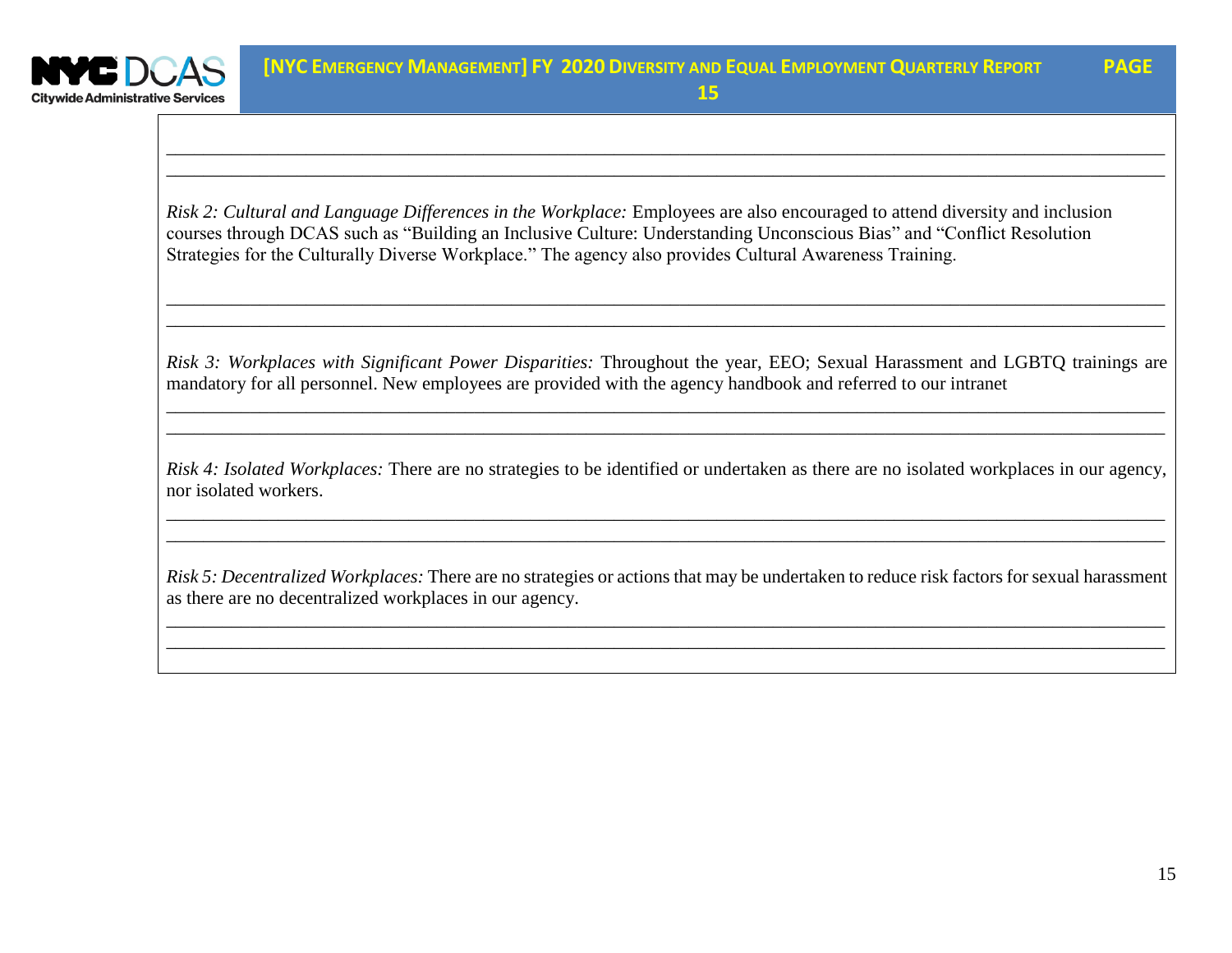*Risk 2: Cultural and Language Differences in the Workplace:* Employees are also encouraged to attend diversity and inclusion courses through DCAS such as "Building an Inclusive Culture: Understanding Unconscious Bias" and "Conflict Resolution Strategies for the Culturally Diverse Workplace." The agency also provides Cultural Awareness Training.

*Risk 3: Workplaces with Significant Power Disparities:* Throughout the year, EEO; Sexual Harassment and LGBTQ trainings are mandatory for all personnel. New employees are provided with the agency handbook and referred to our intranet

*Risk 4: Isolated Workplaces:* There are no strategies to be identified or undertaken as there are no isolated workplaces in our agency, nor isolated workers.

*Risk 5: Decentralized Workplaces:* There are no strategies or actions that may be undertaken to reduce risk factors for sexual harassment as there are no decentralized workplaces in our agency.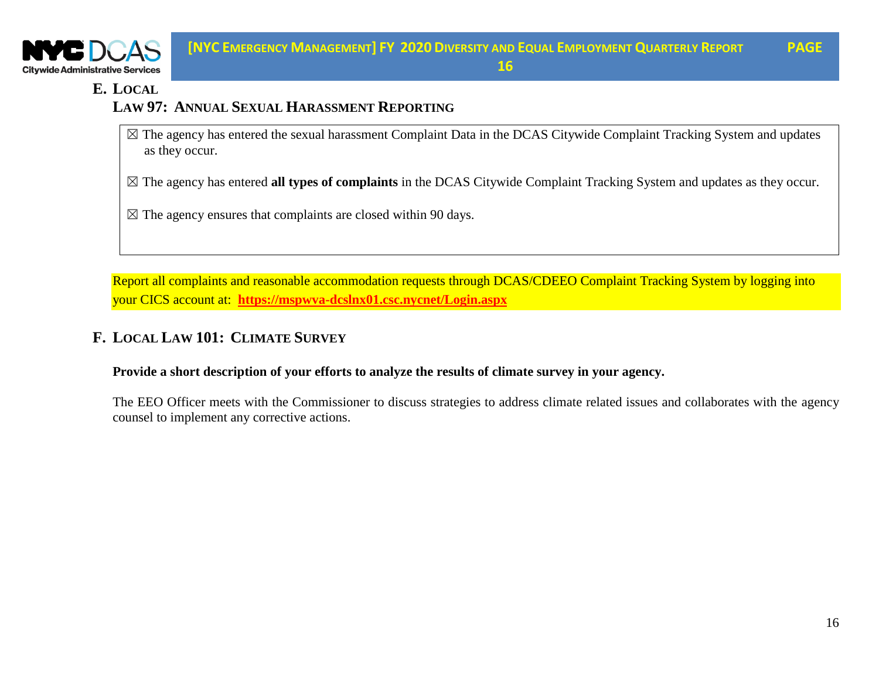## E. Local Law 97: Annual Sexual Harassment Reporting

☒ The agency has entered the sexual harassment Complaint Data in the DCAS Citywide Complaint Tracking System and updates as they occur.

☒ The agency has entered **all types of complaints** in the DCAS Citywide Complaint Tracking System and updates as they occur.

☒ The agency ensures that complaints are closed within 90 days.

Report all complaints and reasonable accommodation requests through DCAS/CDEEO Complaint Tracking System by logging into your CICS account at: **https://mspwva-dcslnx01.csc.nycnet/Login.aspx**

## F. Local Law 101: Climate Survey

**Provide a short description of your efforts to analyze the results of climate survey in your agency.**

The EEO Officer meets with the Commissioner to discuss strategies to address climate related issues and collaborates with the agency counsel to implement any corrective actions.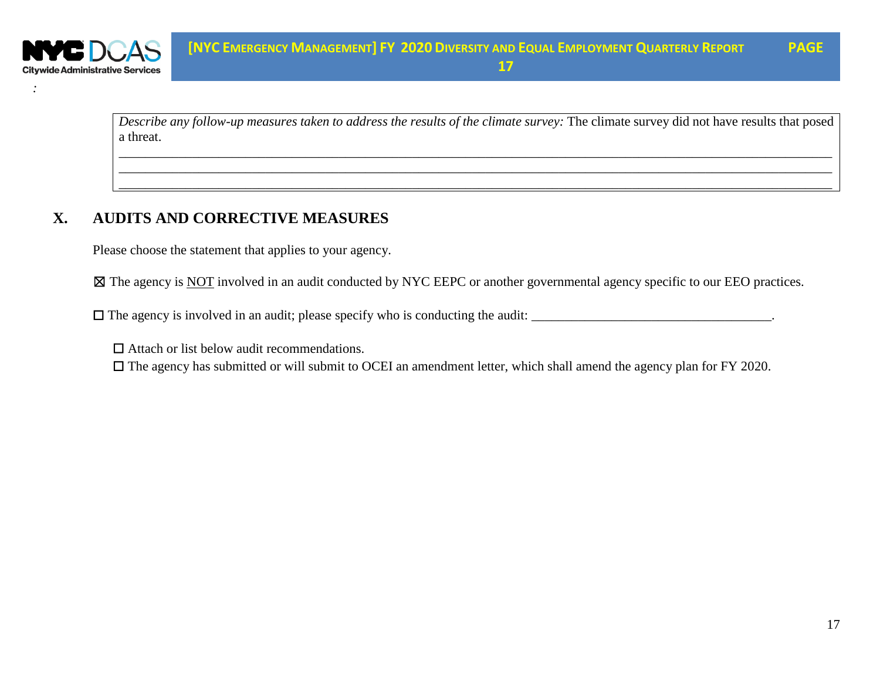*Describe any follow-up measures taken to address the results of the climate survey:* The climate survey did not have results that posed a threat.

## X. AUDITS AND CORRECTIVE MEASURES

Please choose the statement that applies to your agency.

☒ The agency is NOT involved in an audit conducted by NYC EEPC or another governmental agency specific to our EEO practices.

☐ The agency is involved in an audit; please specify who is conducting the audit: ____________________________________.

☐ Attach or list below audit recommendations.

☐ The agency has submitted or will submit to OCEI an amendment letter, which shall amend the agency plan for FY 2020.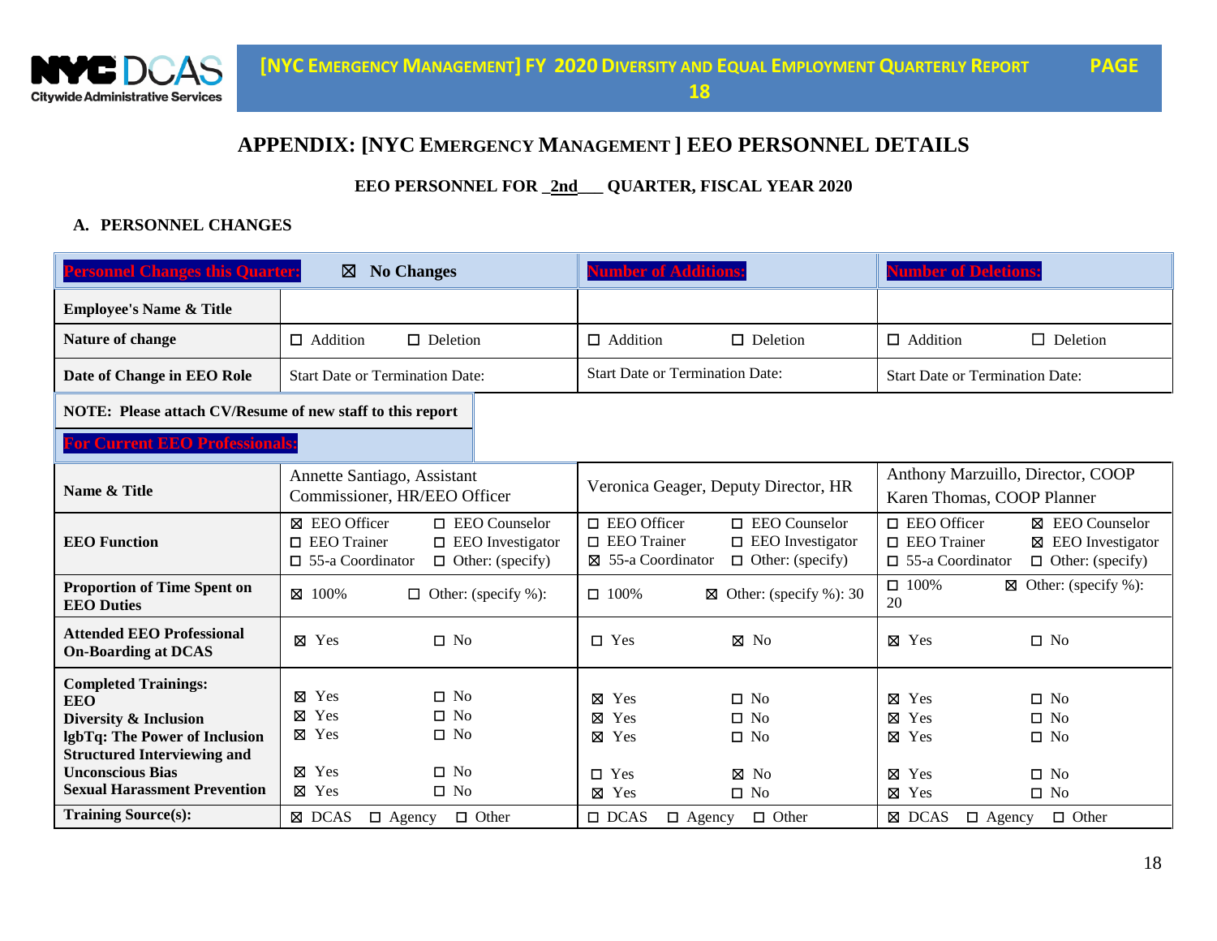## APPENDIX: [NYC EMERGENCY MANAGEMENT ] EEO PERSONNEL DETAILS

**EEO PERSONNEL FOR _2nd___ QUARTER, FISCAL YEAR 2020**

### A. PERSONNEL CHANGES

| Personnel Changes this Quarter: | ☒ No Changes | Number of Additions: | Number of Deletions: |
|---|---|---|---|
| **Employee's Name & Title** | | | |
| **Nature of change** | ☐ Addition ☐ Deletion | ☐ Addition ☐ Deletion | ☐ Addition ☐ Deletion |
| **Date of Change in EEO Role** | Start Date or Termination Date: | Start Date or Termination Date: | Start Date or Termination Date: |

**NOTE: Please attach CV/Resume of new staff to this report**

| For Current EEO Professionals: | | | |
|---|---|---|---|
| **Name & Title** | Annette Santiago, Assistant Commissioner, HR/EEO Officer | Veronica Geager, Deputy Director, HR | Anthony Marzuillo, Director, COOP<br>Karen Thomas, COOP Planner |
| **EEO Function** | ☒ EEO Officer ☐ EEO Counselor<br>☐ EEO Trainer ☐ EEO Investigator<br>☐ 55-a Coordinator ☐ Other: (specify) | ☐ EEO Officer ☐ EEO Counselor<br>☐ EEO Trainer ☐ EEO Investigator<br>☒ 55-a Coordinator ☐ Other: (specify) | ☐ EEO Officer ☒ EEO Counselor<br>☐ EEO Trainer ☒ EEO Investigator<br>☐ 55-a Coordinator ☐ Other: (specify) |
| **Proportion of Time Spent on EEO Duties** | ☒ 100% ☐ Other: (specify %): | ☐ 100% ☒ Other: (specify %): 30 | ☐ 100% ☒ Other: (specify %): 20 |
| **Attended EEO Professional On-Boarding at DCAS** | ☒ Yes ☐ No | ☐ Yes ☒ No | ☒ Yes ☐ No |
| **Completed Trainings:** | | | |
| **EEO** | ☒ Yes ☐ No | ☒ Yes ☐ No | ☒ Yes ☐ No |
| **Diversity & Inclusion** | ☒ Yes ☐ No | ☒ Yes ☐ No | ☒ Yes ☐ No |
| **lgbTq: The Power of Inclusion** | ☒ Yes ☐ No | ☒ Yes ☐ No | ☒ Yes ☐ No |
| **Structured Interviewing and Unconscious Bias** | ☒ Yes ☐ No | ☐ Yes ☒ No | ☒ Yes ☐ No |
| **Sexual Harassment Prevention** | ☒ Yes ☐ No | ☒ Yes ☐ No | ☒ Yes ☐ No |
| **Training Source(s):** | ☒ DCAS ☐ Agency ☐ Other | ☐ DCAS ☐ Agency ☐ Other | ☒ DCAS ☐ Agency ☐ Other |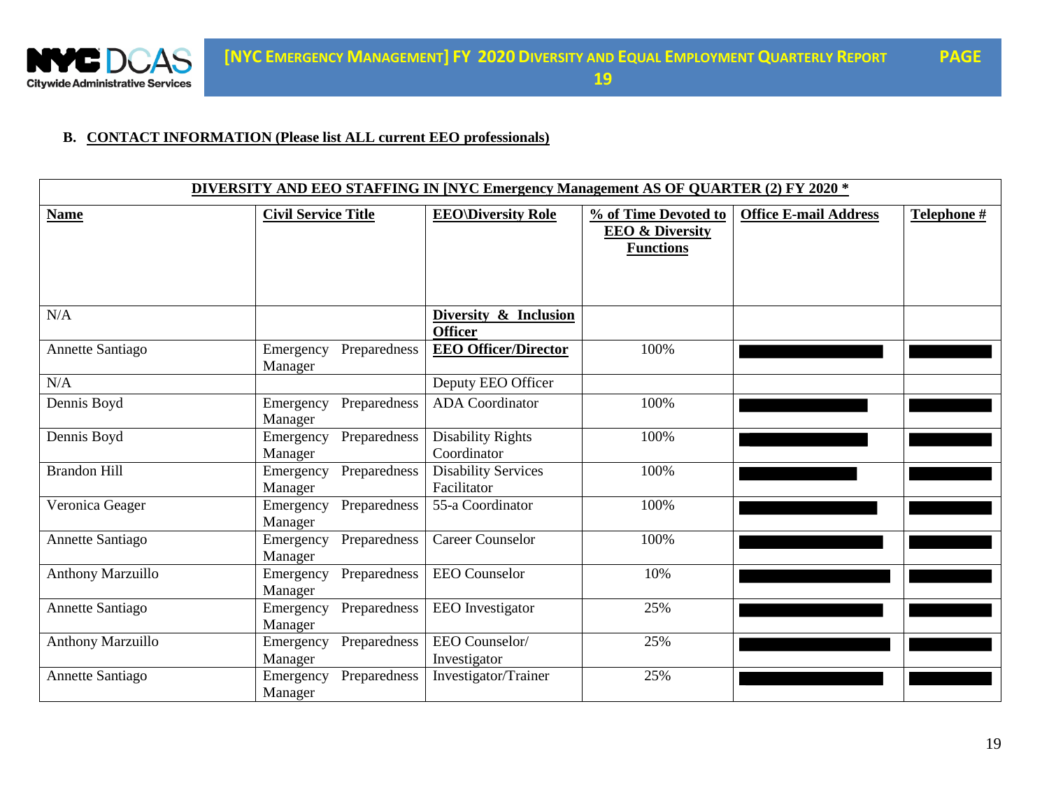**B. CONTACT INFORMATION (Please list ALL current EEO professionals)**

| DIVERSITY AND EEO STAFFING IN [NYC Emergency Management AS OF QUARTER (2) FY 2020 * | | | | | |
|---|---|---|---|---|---|
| **Name** | **Civil Service Title** | **EEO\Diversity Role** | **% of Time Devoted to EEO & Diversity Functions** | **Office E-mail Address** | **Telephone #** |
| N/A | | **Diversity & Inclusion Officer** | | | |
| Annette Santiago | Emergency Preparedness Manager | **EEO Officer/Director** | 100% | ████ | ████ |
| N/A | | Deputy EEO Officer | | | |
| Dennis Boyd | Emergency Preparedness Manager | ADA Coordinator | 100% | ████ | ████ |
| Dennis Boyd | Emergency Preparedness Manager | Disability Rights Coordinator | 100% | ████ | ████ |
| Brandon Hill | Emergency Preparedness Manager | Disability Services Facilitator | 100% | ████ | ████ |
| Veronica Geager | Emergency Preparedness Manager | 55-a Coordinator | 100% | ████ | ████ |
| Annette Santiago | Emergency Preparedness Manager | Career Counselor | 100% | ████ | ████ |
| Anthony Marzuillo | Emergency Preparedness Manager | EEO Counselor | 10% | ████ | ████ |
| Annette Santiago | Emergency Preparedness Manager | EEO Investigator | 25% | ████ | ████ |
| Anthony Marzuillo | Emergency Preparedness Manager | EEO Counselor/ Investigator | 25% | ████ | ████ |
| Annette Santiago | Emergency Preparedness Manager | Investigator/Trainer | 25% | ████ | ████ |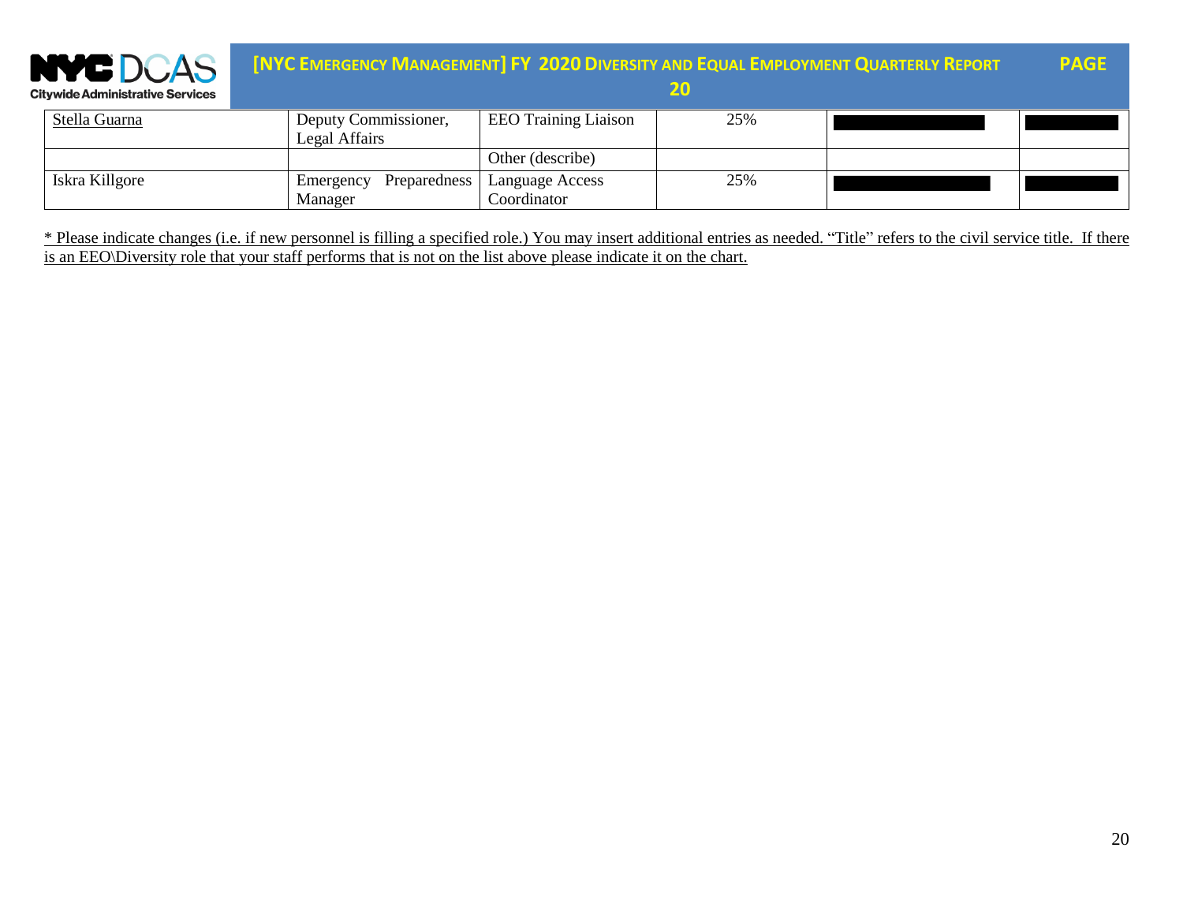| | | | | | |
|---|---|---|---|---|---|
| Stella Guarna | Deputy Commissioner, Legal Affairs | EEO Training Liaison | 25% | | |
| | | Other (describe) | | | |
| Iskra Killgore | Emergency Preparedness Manager | Language Access Coordinator | 25% | | |

* Please indicate changes (i.e. if new personnel is filling a specified role.) You may insert additional entries as needed. "Title" refers to the civil service title. If there is an EEO\Diversity role that your staff performs that is not on the list above please indicate it on the chart.